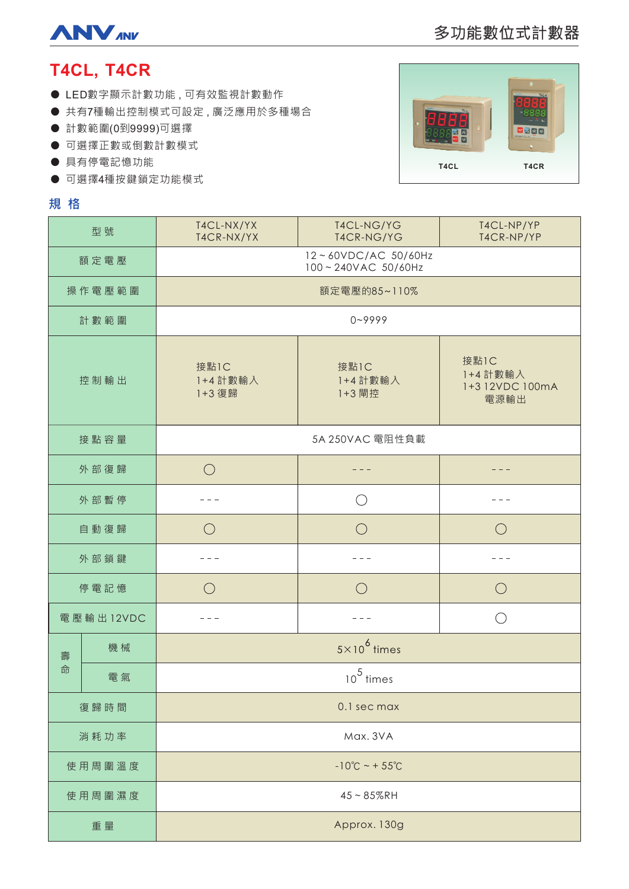# T4CL, T4CR

- LED數字顯示計數功能，可有效監視計數動作
- 共有7種輸出控制模式可設定，廣泛應用於多種場合
- 計數範圍(0到9999)可選擇
- 可選擇正數或倒數計數模式
- 具有停電記憶功能
- 可選擇4種按鍵鎖定功能模式

T4CL　　T4CR

## 規 格

| 型 號 | | T4CL-NX/YX<br>T4CR-NX/YX | T4CL-NG/YG<br>T4CR-NG/YG | T4CL-NP/YP<br>T4CR-NP/YP |
|---|---|---|---|---|
| 額 定 電 壓 | | 12 ~ 60VDC/AC 50/60Hz<br>100 ~ 240VAC 50/60Hz | | |
| 操 作 電 壓 範 圍 | | 額定電壓的85~110% | | |
| 計 數 範 圍 | | 0~9999 | | |
| 控 制 輸 出 | | 接點1C<br>1+4 計數輸入<br>1+3 復歸 | 接點1C<br>1+4 計數輸入<br>1+3 閘控 | 接點1C<br>1+4 計數輸入<br>1+3 12VDC 100mA<br>電源輸出 |
| 接 點 容 量 | | 5A 250VAC 電阻性負載 | | |
| 外 部 復 歸 | | ○ | - - - | - - - |
| 外 部 暫 停 | | - - - | ○ | - - - |
| 自 動 復 歸 | | ○ | ○ | ○ |
| 外 部 鎖 鍵 | | - - - | - - - | - - - |
| 停 電 記 憶 | | ○ | ○ | ○ |
| 電 壓 輸 出 12VDC | | - - - | - - - | ○ |
| 壽命 | 機 械 | $5\times10^{6}$ times | | |
| | 電 氣 | $10^{5}$ times | | |
| 復 歸 時 間 | | 0.1 sec max | | |
| 消 耗 功 率 | | Max. 3VA | | |
| 使 用 周 圍 溫 度 | | -10℃ ~ + 55℃ | | |
| 使 用 周 圍 濕 度 | | 45 ~ 85%RH | | |
| 重 量 | | Approx. 130g | | |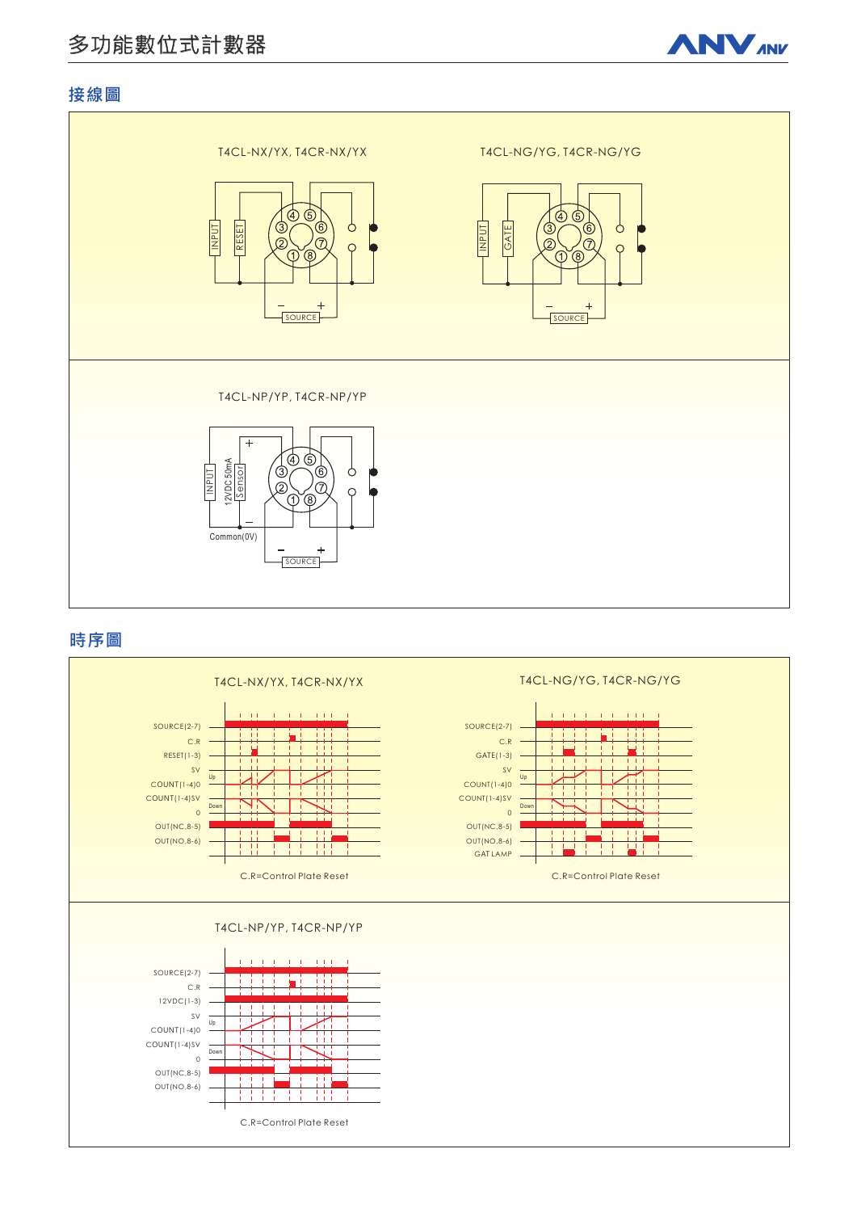## 接線圖

T4CL-NX/YX, T4CR-NX/YX

INPUT RESET ④ ⑤ ③ ⑥ ② ⑦ ① ⑧ − + SOURCE

T4CL-NG/YG, T4CR-NG/YG

INPUT GATE ④ ⑤ ③ ⑥ ② ⑦ ① ⑧ − + SOURCE

T4CL-NP/YP, T4CR-NP/YP

INPUT 12VDC 50mA Sensor + − Common(0V) ④ ⑤ ③ ⑥ ② ⑦ ① ⑧ − + SOURCE

## 時序圖

T4CL-NX/YX, T4CR-NX/YX

SOURCE(2-7)
C.R
RESET(1-3)
SV
COUNT(1-4)0
COUNT(1-4)SV
0
OUT(NC,8-5)
OUT(NO,8-6)

Up
Down

C.R=Control Plate Reset

T4CL-NG/YG, T4CR-NG/YG

SOURCE(2-7)
C.R
GATE(1-3)
SV
COUNT(1-4)0
COUNT(1-4)SV
0
OUT(NC,8-5)
OUT(NO,8-6)
GAT LAMP

Up
Down

C.R=Control Plate Reset

T4CL-NP/YP, T4CR-NP/YP

SOURCE(2-7)
C.R
12VDC(1-3)
SV
COUNT(1-4)0
COUNT(1-4)SV
0
OUT(NC,8-5)
OUT(NO,8-6)

Up
Down

C.R=Control Plate Reset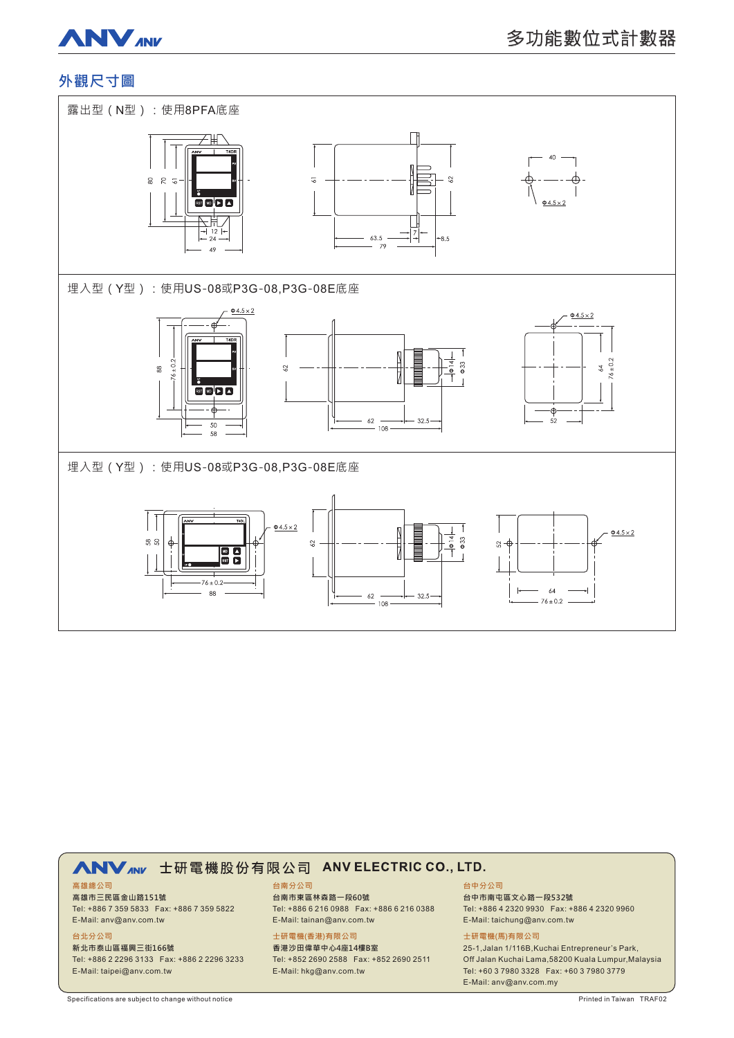## 外觀尺寸圖

露出型（N型）：使用8PFA底座

80
70
61
12
24
49
61
62
63.5
79
7
8.5
40
Φ4.5×2

埋入型（Y型）：使用US-08或P3G-08,P3G-08E底座

Φ4.5×2
88
76±0.2
50
58
62
62
32.5
108
Φ14
Φ33
Φ4.5×2
64
76±0.2
52

埋入型（Y型）：使用US-08或P3G-08,P3G-08E底座

58
50
76±0.2
88
Φ4.5×2
62
62
32.5
108
Φ14
Φ33
52
Φ4.5×2
64
76±0.2

**士研電機股份有限公司 ANV ELECTRIC CO., LTD.**

高雄總公司
**高雄市三民區金山路151號**
Tel: +886 7 359 5833 Fax: +886 7 359 5822
E-Mail: anv@anv.com.tw

台南分公司
**台南市東區林森路一段60號**
Tel: +886 6 216 0988 Fax: +886 6 216 0388
E-Mail: tainan@anv.com.tw

台中分公司
**台中市南屯區文心路一段532號**
Tel: +886 4 2320 9930 Fax: +886 4 2320 9960
E-Mail: taichung@anv.com.tw

台北分公司
**新北市泰山區福興三街166號**
Tel: +886 2 2296 3133 Fax: +886 2 2296 3233
E-Mail: taipei@anv.com.tw

士研電機(香港)有限公司
**香港沙田偉華中心4座14樓B室**
Tel: +852 2690 2588 Fax: +852 2690 2511
E-Mail: hkg@anv.com.tw

士研電機(馬)有限公司
25-1,Jalan 1/116B,Kuchai Entrepreneur's Park,
Off Jalan Kuchai Lama,58200 Kuala Lumpur,Malaysia
Tel: +60 3 7980 3328 Fax: +60 3 7980 3779
E-Mail: anv@anv.com.my

Specifications are subject to change without notice

Printed in Taiwan TRAF02